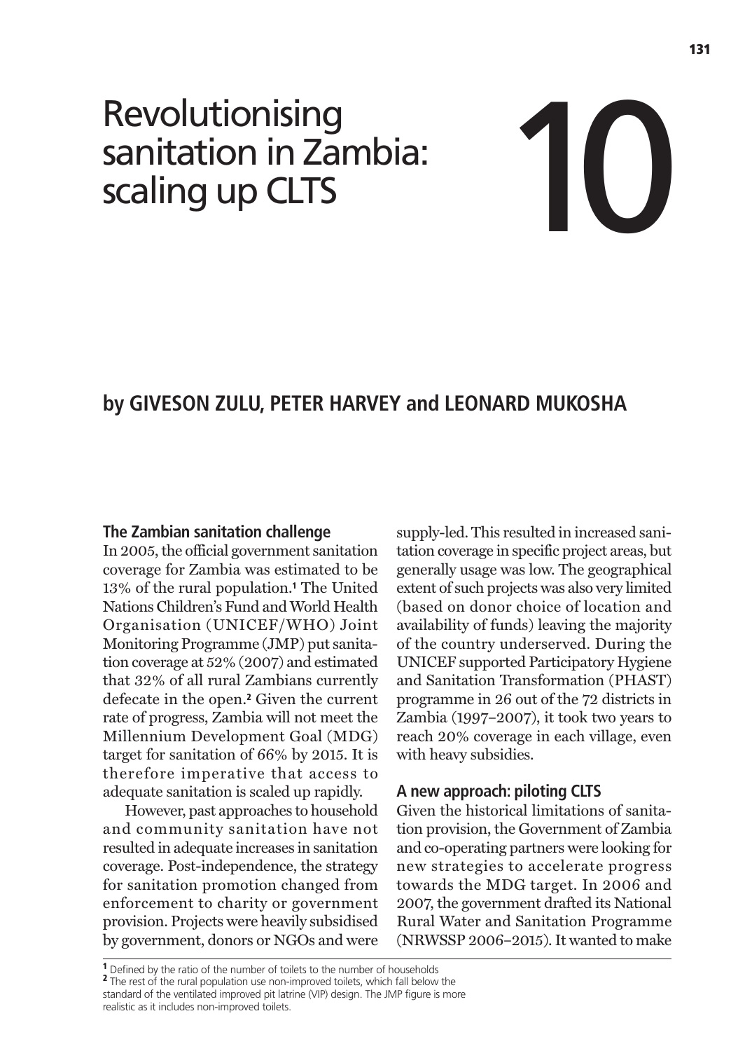# Revolutionising sanitation in Zambia: scaling up CLTS

# 10

**by GIVESON ZULU, PETER HARVEY and LEONARD MUKOSHA**

## The Zambian sanitation challenge

In 2005, the official government sanitation coverage for Zambia was estimated to be 13% of the rural population.[1] The United Nations Children's Fund and World Health Organisation (UNICEF/WHO) Joint Monitoring Programme (JMP) put sanitation coverage at 52% (2007) and estimated that 32% of all rural Zambians currently defecate in the open.[2] Given the current rate of progress, Zambia will not meet the Millennium Development Goal (MDG) target for sanitation of 66% by 2015. It is therefore imperative that access to adequate sanitation is scaled up rapidly.

However, past approaches to household and community sanitation have not resulted in adequate increases in sanitation coverage. Post-independence, the strategy for sanitation promotion changed from enforcement to charity or government provision. Projects were heavily subsidised by government, donors or NGOs and were supply-led. This resulted in increased sanitation coverage in specific project areas, but generally usage was low. The geographical extent of such projects was also very limited (based on donor choice of location and availability of funds) leaving the majority of the country underserved. During the UNICEF supported Participatory Hygiene and Sanitation Transformation (PHAST) programme in 26 out of the 72 districts in Zambia (1997–2007), it took two years to reach 20% coverage in each village, even with heavy subsidies.

## A new approach: piloting CLTS

Given the historical limitations of sanitation provision, the Government of Zambia and co-operating partners were looking for new strategies to accelerate progress towards the MDG target. In 2006 and 2007, the government drafted its National Rural Water and Sanitation Programme (NRWSSP 2006–2015). It wanted to make

---

[1] Defined by the ratio of the number of toilets to the number of households

[2] The rest of the rural population use non-improved toilets, which fall below the standard of the ventilated improved pit latrine (VIP) design. The JMP figure is more realistic as it includes non-improved toilets.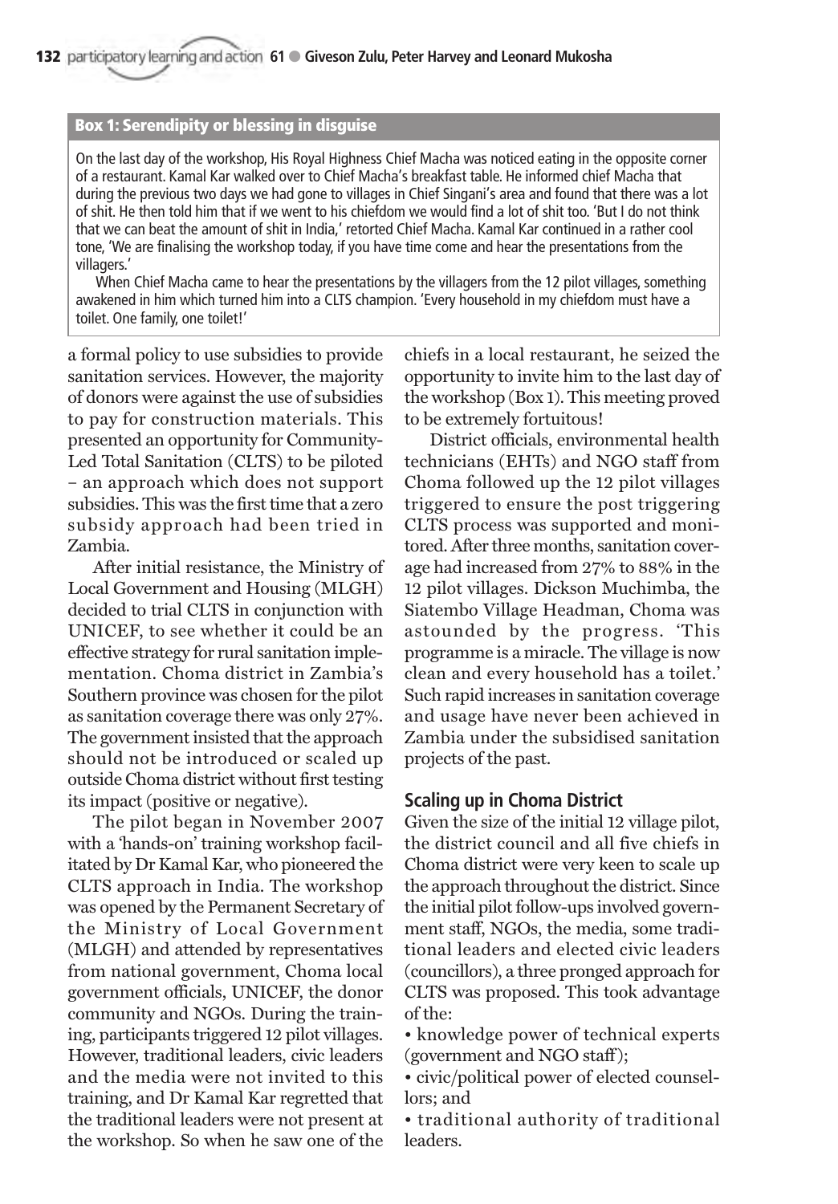**Box 1: Serendipity or blessing in disguise**

On the last day of the workshop, His Royal Highness Chief Macha was noticed eating in the opposite corner of a restaurant. Kamal Kar walked over to Chief Macha's breakfast table. He informed chief Macha that during the previous two days we had gone to villages in Chief Singani's area and found that there was a lot of shit. He then told him that if we went to his chiefdom we would find a lot of shit too. 'But I do not think that we can beat the amount of shit in India,' retorted Chief Macha. Kamal Kar continued in a rather cool tone, 'We are finalising the workshop today, if you have time come and hear the presentations from the villagers.'

When Chief Macha came to hear the presentations by the villagers from the 12 pilot villages, something awakened in him which turned him into a CLTS champion. 'Every household in my chiefdom must have a toilet. One family, one toilet!'

a formal policy to use subsidies to provide sanitation services. However, the majority of donors were against the use of subsidies to pay for construction materials. This presented an opportunity for Community-Led Total Sanitation (CLTS) to be piloted – an approach which does not support subsidies. This was the first time that a zero subsidy approach had been tried in Zambia.

After initial resistance, the Ministry of Local Government and Housing (MLGH) decided to trial CLTS in conjunction with UNICEF, to see whether it could be an effective strategy for rural sanitation implementation. Choma district in Zambia's Southern province was chosen for the pilot as sanitation coverage there was only 27%. The government insisted that the approach should not be introduced or scaled up outside Choma district without first testing its impact (positive or negative).

The pilot began in November 2007 with a 'hands-on' training workshop facilitated by Dr Kamal Kar, who pioneered the CLTS approach in India. The workshop was opened by the Permanent Secretary of the Ministry of Local Government (MLGH) and attended by representatives from national government, Choma local government officials, UNICEF, the donor community and NGOs. During the training, participants triggered 12 pilot villages. However, traditional leaders, civic leaders and the media were not invited to this training, and Dr Kamal Kar regretted that the traditional leaders were not present at the workshop. So when he saw one of the chiefs in a local restaurant, he seized the opportunity to invite him to the last day of the workshop (Box 1). This meeting proved to be extremely fortuitous!

District officials, environmental health technicians (EHTs) and NGO staff from Choma followed up the 12 pilot villages triggered to ensure the post triggering CLTS process was supported and monitored. After three months, sanitation coverage had increased from 27% to 88% in the 12 pilot villages. Dickson Muchimba, the Siatembo Village Headman, Choma was astounded by the progress. 'This programme is a miracle. The village is now clean and every household has a toilet.' Such rapid increases in sanitation coverage and usage have never been achieved in Zambia under the subsidised sanitation projects of the past.

## Scaling up in Choma District

Given the size of the initial 12 village pilot, the district council and all five chiefs in Choma district were very keen to scale up the approach throughout the district. Since the initial pilot follow-ups involved government staff, NGOs, the media, some traditional leaders and elected civic leaders (councillors), a three pronged approach for CLTS was proposed. This took advantage of the:

- knowledge power of technical experts (government and NGO staff);
- civic/political power of elected counsellors; and
- traditional authority of traditional leaders.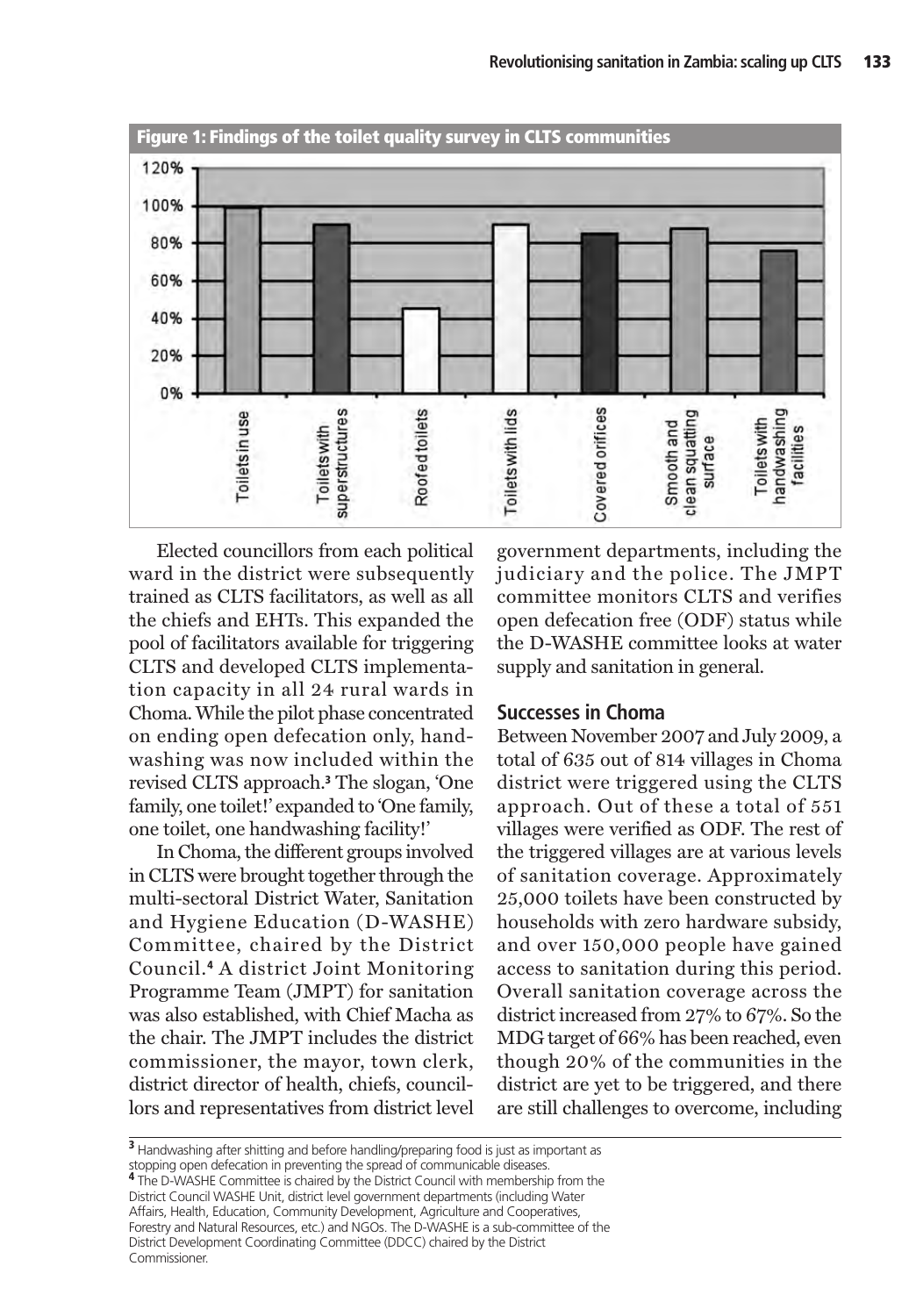**Figure 1: Findings of the toilet quality survey in CLTS communities**

Elected councillors from each political ward in the district were subsequently trained as CLTS facilitators, as well as all the chiefs and EHTs. This expanded the pool of facilitators available for triggering CLTS and developed CLTS implementation capacity in all 24 rural wards in Choma. While the pilot phase concentrated on ending open defecation only, handwashing was now included within the revised CLTS approach.[3] The slogan, 'One family, one toilet!' expanded to 'One family, one toilet, one handwashing facility!'

In Choma, the different groups involved in CLTS were brought together through the multi-sectoral District Water, Sanitation and Hygiene Education (D-WASHE) Committee, chaired by the District Council.[4] A district Joint Monitoring Programme Team (JMPT) for sanitation was also established, with Chief Macha as the chair. The JMPT includes the district commissioner, the mayor, town clerk, district director of health, chiefs, councillors and representatives from district level government departments, including the judiciary and the police. The JMPT committee monitors CLTS and verifies open defecation free (ODF) status while the D-WASHE committee looks at water supply and sanitation in general.

## Successes in Choma

Between November 2007 and July 2009, a total of 635 out of 814 villages in Choma district were triggered using the CLTS approach. Out of these a total of 551 villages were verified as ODF. The rest of the triggered villages are at various levels of sanitation coverage. Approximately 25,000 toilets have been constructed by households with zero hardware subsidy, and over 150,000 people have gained access to sanitation during this period. Overall sanitation coverage across the district increased from 27% to 67%. So the MDG target of 66% has been reached, even though 20% of the communities in the district are yet to be triggered, and there are still challenges to overcome, including

---

[3] Handwashing after shitting and before handling/preparing food is just as important as stopping open defecation in preventing the spread of communicable diseases.

[4] The D-WASHE Committee is chaired by the District Council with membership from the District Council WASHE Unit, district level government departments (including Water Affairs, Health, Education, Community Development, Agriculture and Cooperatives, Forestry and Natural Resources, etc.) and NGOs. The D-WASHE is a sub-committee of the District Development Coordinating Committee (DDCC) chaired by the District Commissioner.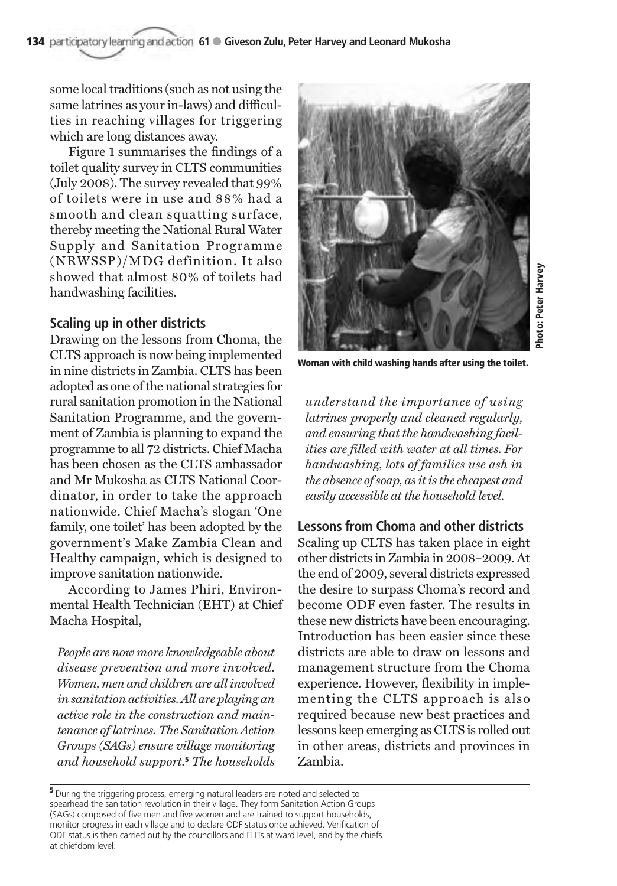some local traditions (such as not using the same latrines as your in-laws) and difficulties in reaching villages for triggering which are long distances away.

Figure 1 summarises the findings of a toilet quality survey in CLTS communities (July 2008). The survey revealed that 99% of toilets were in use and 88% had a smooth and clean squatting surface, thereby meeting the National Rural Water Supply and Sanitation Programme (NRWSSP)/MDG definition. It also showed that almost 80% of toilets had handwashing facilities.

## Scaling up in other districts

Drawing on the lessons from Choma, the CLTS approach is now being implemented in nine districts in Zambia. CLTS has been adopted as one of the national strategies for rural sanitation promotion in the National Sanitation Programme, and the government of Zambia is planning to expand the programme to all 72 districts. Chief Macha has been chosen as the CLTS ambassador and Mr Mukosha as CLTS National Coordinator, in order to take the approach nationwide. Chief Macha's slogan 'One family, one toilet' has been adopted by the government's Make Zambia Clean and Healthy campaign, which is designed to improve sanitation nationwide.

According to James Phiri, Environmental Health Technician (EHT) at Chief Macha Hospital,

*People are now more knowledgeable about disease prevention and more involved. Women, men and children are all involved in sanitation activities. All are playing an active role in the construction and maintenance of latrines. The Sanitation Action Groups (SAGs) ensure village monitoring and household support.*[5] *The households understand the importance of using latrines properly and cleaned regularly, and ensuring that the handwashing facilities are filled with water at all times. For handwashing, lots of families use ash in the absence of soap, as it is the cheapest and easily accessible at the household level.*

**Woman with child washing hands after using the toilet.**

Photo: Peter Harvey

## Lessons from Choma and other districts

Scaling up CLTS has taken place in eight other districts in Zambia in 2008–2009. At the end of 2009, several districts expressed the desire to surpass Choma's record and become ODF even faster. The results in these new districts have been encouraging. Introduction has been easier since these districts are able to draw on lessons and management structure from the Choma experience. However, flexibility in implementing the CLTS approach is also required because new best practices and lessons keep emerging as CLTS is rolled out in other areas, districts and provinces in Zambia.

[5] During the triggering process, emerging natural leaders are noted and selected to spearhead the sanitation revolution in their village. They form Sanitation Action Groups (SAGs) composed of five men and five women and are trained to support households, monitor progress in each village and to declare ODF status once achieved. Verification of ODF status is then carried out by the councillors and EHTs at ward level, and by the chiefs at chiefdom level.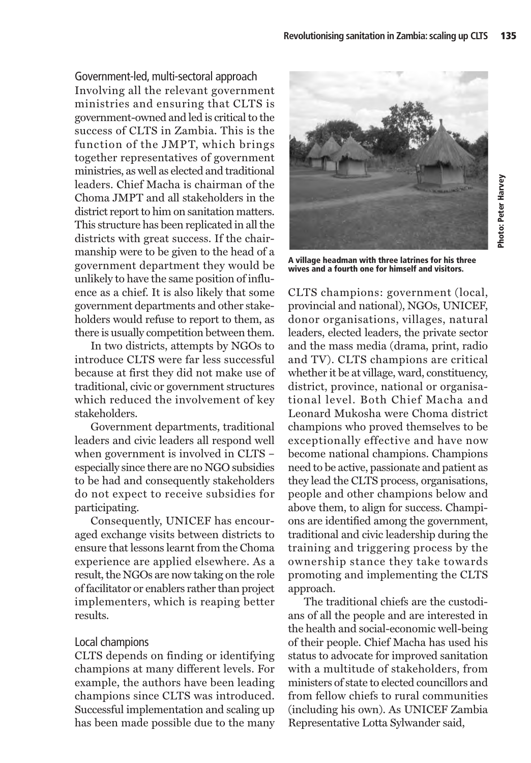### Government-led, multi-sectoral approach

Involving all the relevant government ministries and ensuring that CLTS is government-owned and led is critical to the success of CLTS in Zambia. This is the function of the JMPT, which brings together representatives of government ministries, as well as elected and traditional leaders. Chief Macha is chairman of the Choma JMPT and all stakeholders in the district report to him on sanitation matters. This structure has been replicated in all the districts with great success. If the chairmanship were to be given to the head of a government department they would be unlikely to have the same position of influence as a chief. It is also likely that some government departments and other stakeholders would refuse to report to them, as there is usually competition between them.

In two districts, attempts by NGOs to introduce CLTS were far less successful because at first they did not make use of traditional, civic or government structures which reduced the involvement of key stakeholders.

Government departments, traditional leaders and civic leaders all respond well when government is involved in CLTS – especially since there are no NGO subsidies to be had and consequently stakeholders do not expect to receive subsidies for participating.

Consequently, UNICEF has encouraged exchange visits between districts to ensure that lessons learnt from the Choma experience are applied elsewhere. As a result, the NGOs are now taking on the role of facilitator or enablers rather than project implementers, which is reaping better results.

### Local champions

CLTS depends on finding or identifying champions at many different levels. For example, the authors have been leading champions since CLTS was introduced. Successful implementation and scaling up has been made possible due to the many CLTS champions: government (local, provincial and national), NGOs, UNICEF, donor organisations, villages, natural leaders, elected leaders, the private sector and the mass media (drama, print, radio and TV). CLTS champions are critical whether it be at village, ward, constituency, district, province, national or organisational level. Both Chief Macha and Leonard Mukosha were Choma district champions who proved themselves to be exceptionally effective and have now become national champions. Champions need to be active, passionate and patient as they lead the CLTS process, organisations, people and other champions below and above them, to align for success. Champions are identified among the government, traditional and civic leadership during the training and triggering process by the ownership stance they take towards promoting and implementing the CLTS approach.

**A village headman with three latrines for his three wives and a fourth one for himself and visitors.**

Photo: Peter Harvey

The traditional chiefs are the custodians of all the people and are interested in the health and social-economic well-being of their people. Chief Macha has used his status to advocate for improved sanitation with a multitude of stakeholders, from ministers of state to elected councillors and from fellow chiefs to rural communities (including his own). As UNICEF Zambia Representative Lotta Sylwander said,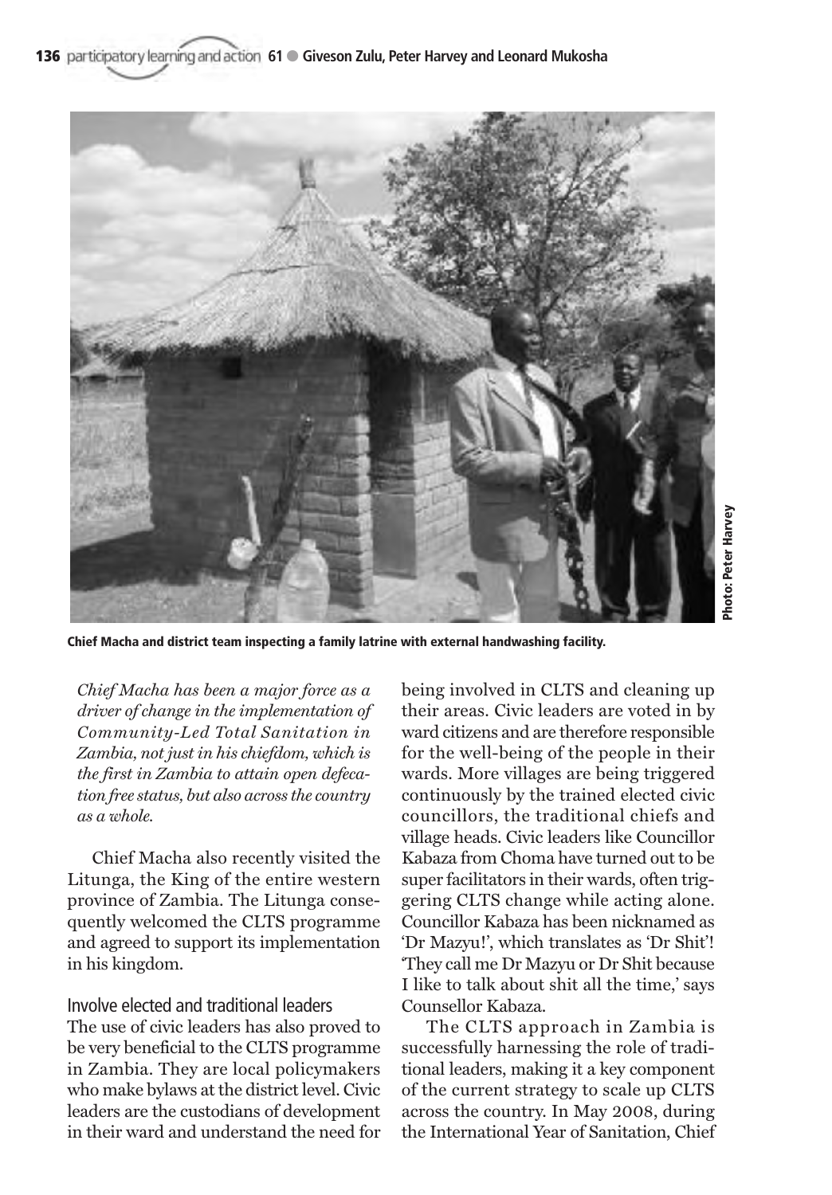Chief Macha and district team inspecting a family latrine with external handwashing facility.

Photo: Peter Harvey

*Chief Macha has been a major force as a driver of change in the implementation of Community-Led Total Sanitation in Zambia, not just in his chiefdom, which is the first in Zambia to attain open defecation free status, but also across the country as a whole.*

Chief Macha also recently visited the Litunga, the King of the entire western province of Zambia. The Litunga consequently welcomed the CLTS programme and agreed to support its implementation in his kingdom.

### Involve elected and traditional leaders

The use of civic leaders has also proved to be very beneficial to the CLTS programme in Zambia. They are local policymakers who make bylaws at the district level. Civic leaders are the custodians of development in their ward and understand the need for being involved in CLTS and cleaning up their areas. Civic leaders are voted in by ward citizens and are therefore responsible for the well-being of the people in their wards. More villages are being triggered continuously by the trained elected civic councillors, the traditional chiefs and village heads. Civic leaders like Councillor Kabaza from Choma have turned out to be super facilitators in their wards, often triggering CLTS change while acting alone. Councillor Kabaza has been nicknamed as 'Dr Mazyu!', which translates as 'Dr Shit'! 'They call me Dr Mazyu or Dr Shit because I like to talk about shit all the time,' says Counsellor Kabaza.

The CLTS approach in Zambia is successfully harnessing the role of traditional leaders, making it a key component of the current strategy to scale up CLTS across the country. In May 2008, during the International Year of Sanitation, Chief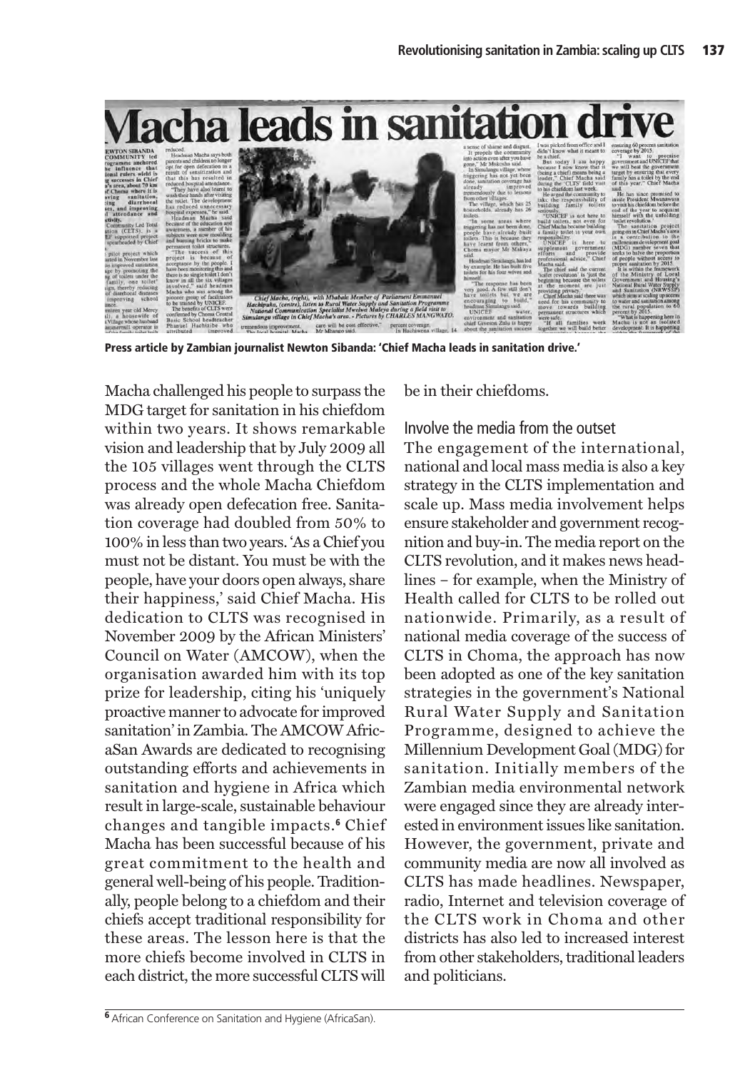Press article by Zambian journalist Newton Sibanda: 'Chief Macha leads in sanitation drive.'

Macha challenged his people to surpass the MDG target for sanitation in his chiefdom within two years. It shows remarkable vision and leadership that by July 2009 all the 105 villages went through the CLTS process and the whole Macha Chiefdom was already open defecation free. Sanitation coverage had doubled from 50% to 100% in less than two years. 'As a Chief you must not be distant. You must be with the people, have your doors open always, share their happiness,' said Chief Macha. His dedication to CLTS was recognised in November 2009 by the African Ministers' Council on Water (AMCOW), when the organisation awarded him with its top prize for leadership, citing his 'uniquely proactive manner to advocate for improved sanitation' in Zambia. The AMCOW AfricaSan Awards are dedicated to recognising outstanding efforts and achievements in sanitation and hygiene in Africa which result in large-scale, sustainable behaviour changes and tangible impacts.[6] Chief Macha has been successful because of his great commitment to the health and general well-being of his people. Traditionally, people belong to a chiefdom and their chiefs accept traditional responsibility for these areas. The lesson here is that the more chiefs become involved in CLTS in each district, the more successful CLTS will be in their chiefdoms.

### Involve the media from the outset

The engagement of the international, national and local mass media is also a key strategy in the CLTS implementation and scale up. Mass media involvement helps ensure stakeholder and government recognition and buy-in. The media report on the CLTS revolution, and it makes news headlines – for example, when the Ministry of Health called for CLTS to be rolled out nationwide. Primarily, as a result of national media coverage of the success of CLTS in Choma, the approach has now been adopted as one of the key sanitation strategies in the government's National Rural Water Supply and Sanitation Programme, designed to achieve the Millennium Development Goal (MDG) for sanitation. Initially members of the Zambian media environmental network were engaged since they are already interested in environment issues like sanitation. However, the government, private and community media are now all involved as CLTS has made headlines. Newspaper, radio, Internet and television coverage of the CLTS work in Choma and other districts has also led to increased interest from other stakeholders, traditional leaders and politicians.

[6] African Conference on Sanitation and Hygiene (AfricaSan).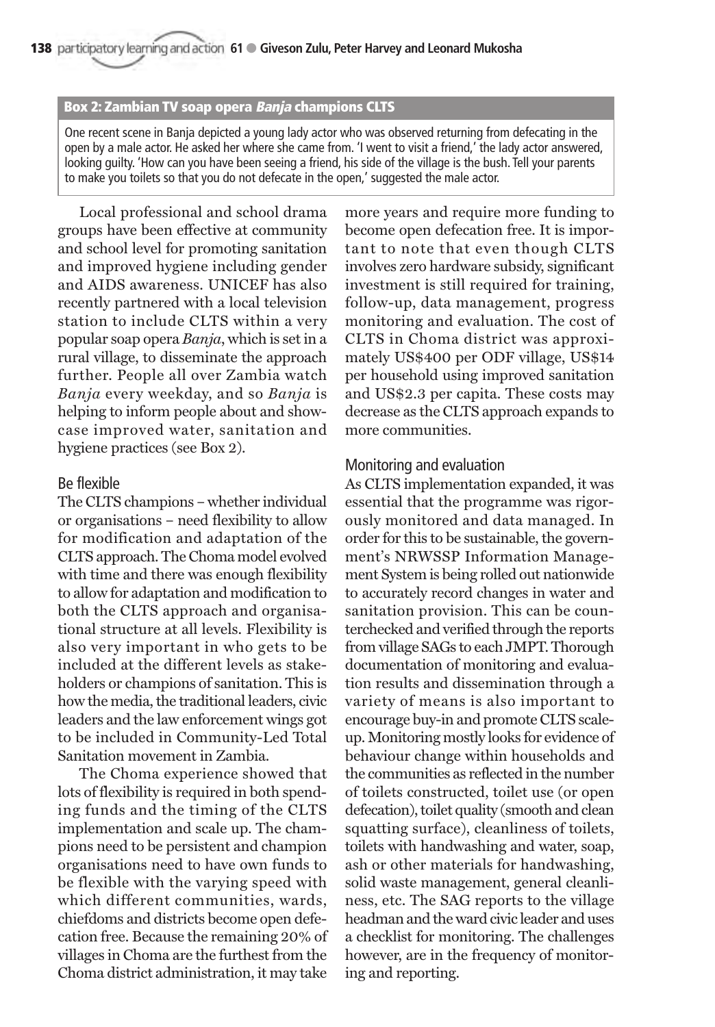**Box 2: Zambian TV soap opera *Banja* champions CLTS**

One recent scene in Banja depicted a young lady actor who was observed returning from defecating in the open by a male actor. He asked her where she came from. 'I went to visit a friend,' the lady actor answered, looking guilty. 'How can you have been seeing a friend, his side of the village is the bush. Tell your parents to make you toilets so that you do not defecate in the open,' suggested the male actor.

Local professional and school drama groups have been effective at community and school level for promoting sanitation and improved hygiene including gender and AIDS awareness. UNICEF has also recently partnered with a local television station to include CLTS within a very popular soap opera *Banja*, which is set in a rural village, to disseminate the approach further. People all over Zambia watch *Banja* every weekday, and so *Banja* is helping to inform people about and showcase improved water, sanitation and hygiene practices (see Box 2).

### Be flexible

The CLTS champions – whether individual or organisations – need flexibility to allow for modification and adaptation of the CLTS approach. The Choma model evolved with time and there was enough flexibility to allow for adaptation and modification to both the CLTS approach and organisational structure at all levels. Flexibility is also very important in who gets to be included at the different levels as stakeholders or champions of sanitation. This is how the media, the traditional leaders, civic leaders and the law enforcement wings got to be included in Community-Led Total Sanitation movement in Zambia.

The Choma experience showed that lots of flexibility is required in both spending funds and the timing of the CLTS implementation and scale up. The champions need to be persistent and champion organisations need to have own funds to be flexible with the varying speed with which different communities, wards, chiefdoms and districts become open defecation free. Because the remaining 20% of villages in Choma are the furthest from the Choma district administration, it may take more years and require more funding to become open defecation free. It is important to note that even though CLTS involves zero hardware subsidy, significant investment is still required for training, follow-up, data management, progress monitoring and evaluation. The cost of CLTS in Choma district was approximately US$400 per ODF village, US$14 per household using improved sanitation and US$2.3 per capita. These costs may decrease as the CLTS approach expands to more communities.

### Monitoring and evaluation

As CLTS implementation expanded, it was essential that the programme was rigorously monitored and data managed. In order for this to be sustainable, the government's NRWSSP Information Management System is being rolled out nationwide to accurately record changes in water and sanitation provision. This can be counterchecked and verified through the reports from village SAGs to each JMPT. Thorough documentation of monitoring and evaluation results and dissemination through a variety of means is also important to encourage buy-in and promote CLTS scale-up. Monitoring mostly looks for evidence of behaviour change within households and the communities as reflected in the number of toilets constructed, toilet use (or open defecation), toilet quality (smooth and clean squatting surface), cleanliness of toilets, toilets with handwashing and water, soap, ash or other materials for handwashing, solid waste management, general cleanliness, etc. The SAG reports to the village headman and the ward civic leader and uses a checklist for monitoring. The challenges however, are in the frequency of monitoring and reporting.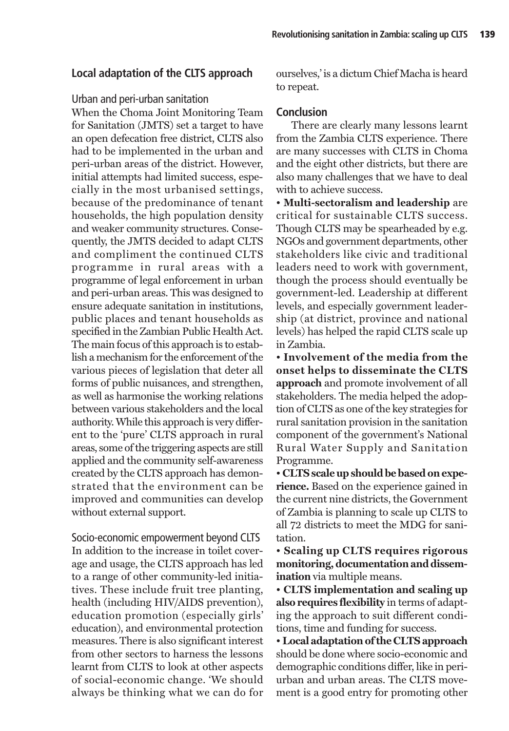## Local adaptation of the CLTS approach

### Urban and peri-urban sanitation

When the Choma Joint Monitoring Team for Sanitation (JMTS) set a target to have an open defecation free district, CLTS also had to be implemented in the urban and peri-urban areas of the district. However, initial attempts had limited success, especially in the most urbanised settings, because of the predominance of tenant households, the high population density and weaker community structures. Consequently, the JMTS decided to adapt CLTS and compliment the continued CLTS programme in rural areas with a programme of legal enforcement in urban and peri-urban areas. This was designed to ensure adequate sanitation in institutions, public places and tenant households as specified in the Zambian Public Health Act. The main focus of this approach is to establish a mechanism for the enforcement of the various pieces of legislation that deter all forms of public nuisances, and strengthen, as well as harmonise the working relations between various stakeholders and the local authority. While this approach is very different to the 'pure' CLTS approach in rural areas, some of the triggering aspects are still applied and the community self-awareness created by the CLTS approach has demonstrated that the environment can be improved and communities can develop without external support.

### Socio-economic empowerment beyond CLTS

In addition to the increase in toilet coverage and usage, the CLTS approach has led to a range of other community-led initiatives. These include fruit tree planting, health (including HIV/AIDS prevention), education promotion (especially girls' education), and environmental protection measures. There is also significant interest from other sectors to harness the lessons learnt from CLTS to look at other aspects of social-economic change. 'We should always be thinking what we can do for ourselves,' is a dictum Chief Macha is heard to repeat.

## Conclusion

There are clearly many lessons learnt from the Zambia CLTS experience. There are many successes with CLTS in Choma and the eight other districts, but there are also many challenges that we have to deal with to achieve success.

- **Multi-sectoralism and leadership** are critical for sustainable CLTS success. Though CLTS may be spearheaded by e.g. NGOs and government departments, other stakeholders like civic and traditional leaders need to work with government, though the process should eventually be government-led. Leadership at different levels, and especially government leadership (at district, province and national levels) has helped the rapid CLTS scale up in Zambia.
- **Involvement of the media from the onset helps to disseminate the CLTS approach** and promote involvement of all stakeholders. The media helped the adoption of CLTS as one of the key strategies for rural sanitation provision in the sanitation component of the government's National Rural Water Supply and Sanitation Programme.
- **CLTS scale up should be based on experience.** Based on the experience gained in the current nine districts, the Government of Zambia is planning to scale up CLTS to all 72 districts to meet the MDG for sanitation.
- **Scaling up CLTS requires rigorous monitoring, documentation and dissemination** via multiple means.
- **CLTS implementation and scaling up also requires flexibility** in terms of adapting the approach to suit different conditions, time and funding for success.
- **Local adaptation of the CLTS approach** should be done where socio-economic and demographic conditions differ, like in peri-urban and urban areas. The CLTS movement is a good entry for promoting other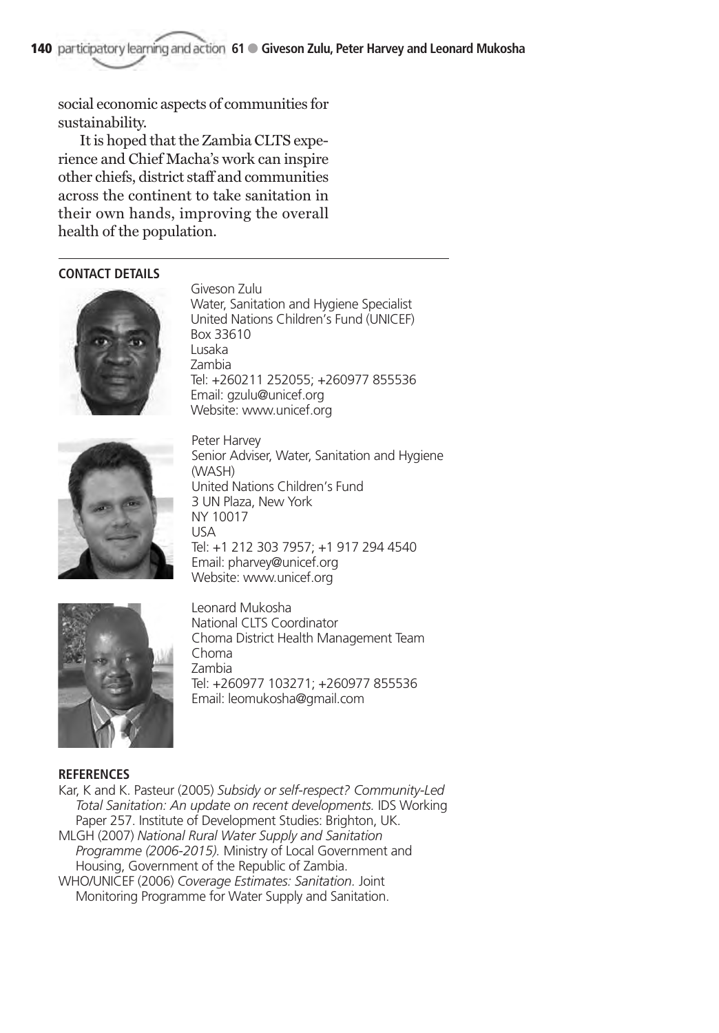social economic aspects of communities for sustainability.

It is hoped that the Zambia CLTS experience and Chief Macha's work can inspire other chiefs, district staff and communities across the continent to take sanitation in their own hands, improving the overall health of the population.

#### CONTACT DETAILS

Giveson Zulu
Water, Sanitation and Hygiene Specialist
United Nations Children's Fund (UNICEF)
Box 33610
Lusaka
Zambia
Tel: +260211 252055; +260977 855536
Email: gzulu@unicef.org
Website: www.unicef.org

Peter Harvey
Senior Adviser, Water, Sanitation and Hygiene (WASH)
United Nations Children's Fund
3 UN Plaza, New York
NY 10017
USA
Tel: +1 212 303 7957; +1 917 294 4540
Email: pharvey@unicef.org
Website: www.unicef.org

Leonard Mukosha
National CLTS Coordinator
Choma District Health Management Team
Choma
Zambia
Tel: +260977 103271; +260977 855536
Email: leomukosha@gmail.com

#### REFERENCES

Kar, K and K. Pasteur (2005) *Subsidy or self-respect? Community-Led Total Sanitation: An update on recent developments.* IDS Working Paper 257. Institute of Development Studies: Brighton, UK.

MLGH (2007) *National Rural Water Supply and Sanitation Programme (2006-2015).* Ministry of Local Government and Housing, Government of the Republic of Zambia.

WHO/UNICEF (2006) *Coverage Estimates: Sanitation.* Joint Monitoring Programme for Water Supply and Sanitation.